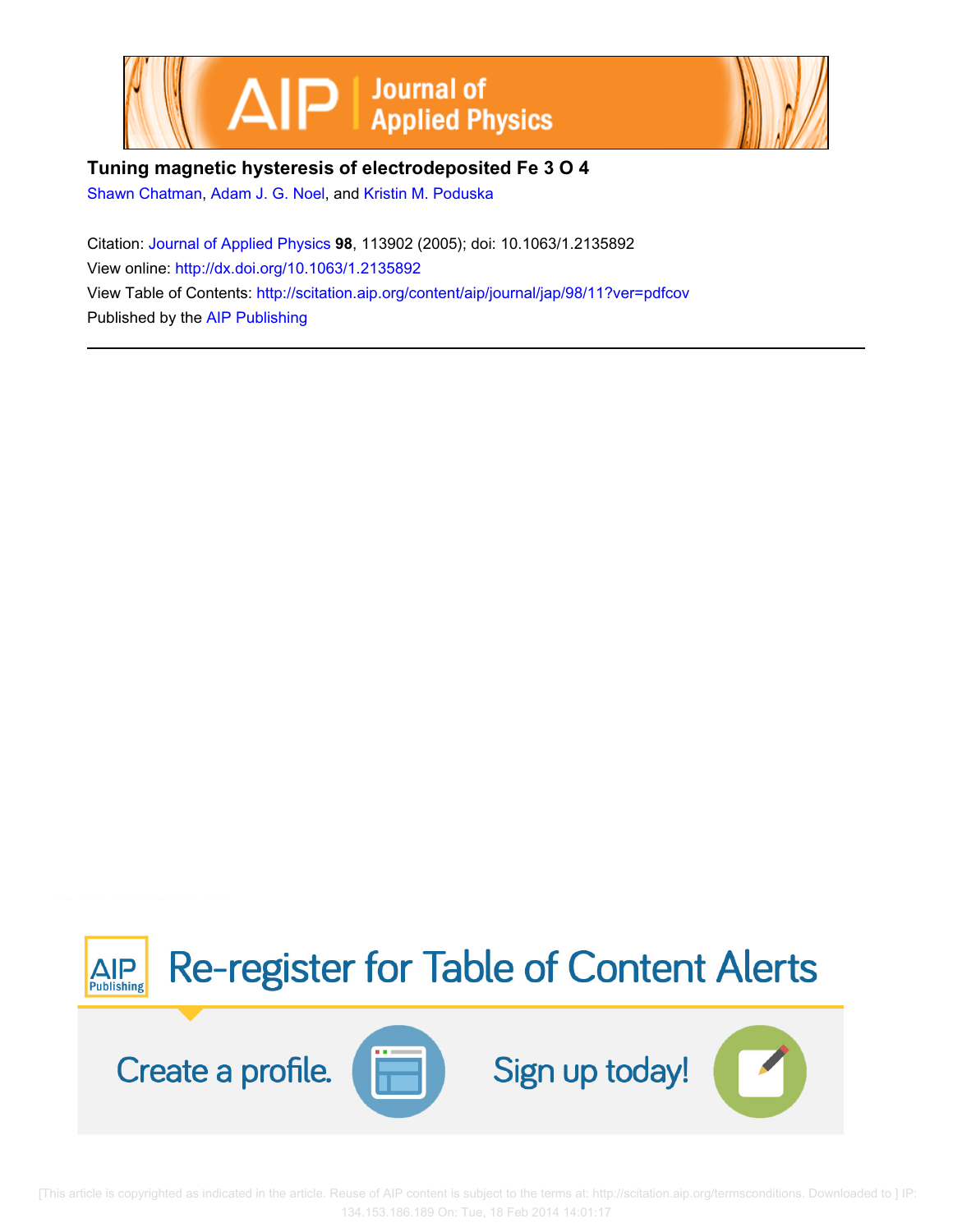# Tuning magnetic hysteresis of electrodeposited $Fe_3O_4$

Shawn Chatman, Adam J. G. Noel, and Kristin M. Poduska

Citation: Journal of Applied Physics **98**, 113902 (2005); doi: 10.1063/1.2135892

View online: http://dx.doi.org/10.1063/1.2135892

View Table of Contents: http://scitation.aip.org/content/aip/journal/jap/98/11?ver=pdfcov

Published by the AIP Publishing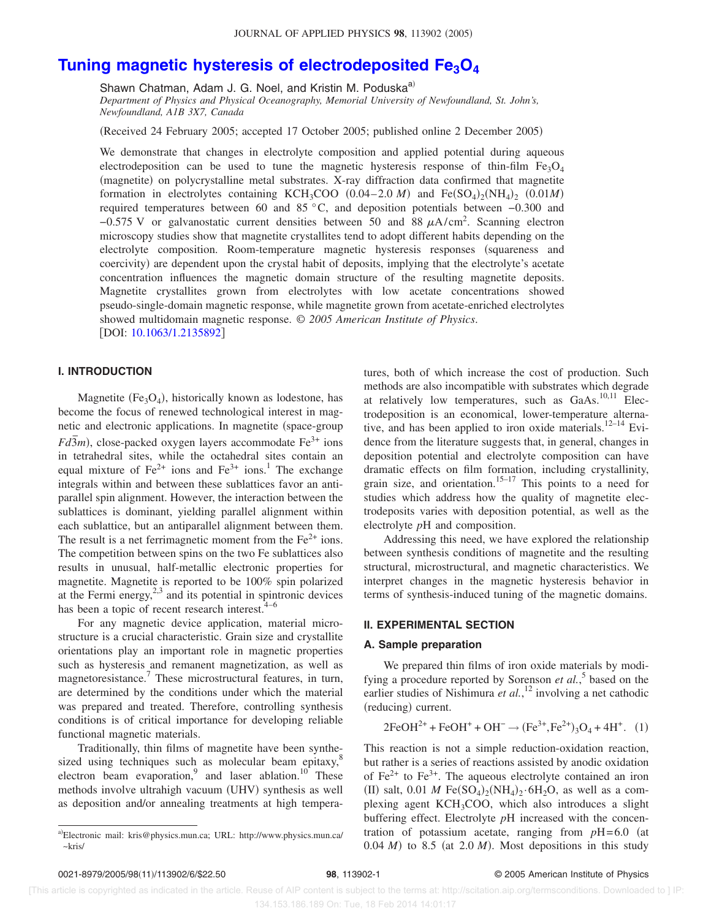# Tuning magnetic hysteresis of electrodeposited $Fe_3O_4$

Shawn Chatman, Adam J. G. Noel, and Kristin M. Poduska[a]

*Department of Physics and Physical Oceanography, Memorial University of Newfoundland, St. John's, Newfoundland, A1B 3X7, Canada*

(Received 24 February 2005; accepted 17 October 2005; published online 2 December 2005)

We demonstrate that changes in electrolyte composition and applied potential during aqueous electrodeposition can be used to tune the magnetic hysteresis response of thin-film $Fe_3O_4$ (magnetite) on polycrystalline metal substrates. X-ray diffraction data confirmed that magnetite formation in electrolytes containing $KCH_3COO$ (0.04–2.0 *M*) and $Fe(SO_4)_2(NH_4)_2$ (0.01*M*) required temperatures between 60 and 85 °C, and deposition potentials between −0.300 and −0.575 V or galvanostatic current densities between 50 and 88 $\mu A/cm^2$. Scanning electron microscopy studies show that magnetite crystallites tend to adopt different habits depending on the electrolyte composition. Room-temperature magnetic hysteresis responses (squareness and coercivity) are dependent upon the crystal habit of deposits, implying that the electrolyte's acetate concentration influences the magnetic domain structure of the resulting magnetite deposits. Magnetite crystallites grown from electrolytes with low acetate concentrations showed pseudo-single-domain magnetic response, while magnetite grown from acetate-enriched electrolytes showed multidomain magnetic response. © *2005 American Institute of Physics*. [DOI: 10.1063/1.2135892]

## I. INTRODUCTION

Magnetite ($Fe_3O_4$), historically known as lodestone, has become the focus of renewed technological interest in magnetic and electronic applications. In magnetite (space-group $Fd\bar{3}m$), close-packed oxygen layers accommodate $Fe^{3+}$ ions in tetrahedral sites, while the octahedral sites contain an equal mixture of $Fe^{2+}$ ions and $Fe^{3+}$ ions.[1] The exchange integrals within and between these sublattices favor an antiparallel spin alignment. However, the interaction between the sublattices is dominant, yielding parallel alignment within each sublattice, but an antiparallel alignment between them. The result is a net ferrimagnetic moment from the $Fe^{2+}$ ions. The competition between spins on the two Fe sublattices also results in unusual, half-metallic electronic properties for magnetite. Magnetite is reported to be 100% spin polarized at the Fermi energy,[2,3] and its potential in spintronic devices has been a topic of recent research interest.[4–6]

For any magnetic device application, material microstructure is a crucial characteristic. Grain size and crystallite orientations play an important role in magnetic properties such as hysteresis and remanent magnetization, as well as magnetoresistance.[7] These microstructural features, in turn, are determined by the conditions under which the material was prepared and treated. Therefore, controlling synthesis conditions is of critical importance for developing reliable functional magnetic materials.

Traditionally, thin films of magnetite have been synthesized using techniques such as molecular beam epitaxy,[8] electron beam evaporation,[9] and laser ablation.[10] These methods involve ultrahigh vacuum (UHV) synthesis as well as deposition and/or annealing treatments at high temperatures, both of which increase the cost of production. Such methods are also incompatible with substrates which degrade at relatively low temperatures, such as GaAs.[10,11] Electrodeposition is an economical, lower-temperature alternative, and has been applied to iron oxide materials.[12–14] Evidence from the literature suggests that, in general, changes in deposition potential and electrolyte composition can have dramatic effects on film formation, including crystallinity, grain size, and orientation.[15–17] This points to a need for studies which address how the quality of magnetite electrodeposits varies with deposition potential, as well as the electrolyte *p*H and composition.

Addressing this need, we have explored the relationship between synthesis conditions of magnetite and the resulting structural, microstructural, and magnetic characteristics. We interpret changes in the magnetic hysteresis behavior in terms of synthesis-induced tuning of the magnetic domains.

## II. EXPERIMENTAL SECTION

### A. Sample preparation

We prepared thin films of iron oxide materials by modifying a procedure reported by Sorenson *et al.*,[5] based on the earlier studies of Nishimura *et al.*,[12] involving a net cathodic (reducing) current.

$$2FeOH^{2+} + FeOH^{+} + OH^{-} \rightarrow (Fe^{3+},Fe^{2+})_3O_4 + 4H^{+}. \quad (1)$$

This reaction is not a simple reduction-oxidation reaction, but rather is a series of reactions assisted by anodic oxidation of $Fe^{2+}$ to $Fe^{3+}$. The aqueous electrolyte contained an iron (II) salt, 0.01 *M* $Fe(SO_4)_2(NH_4)_2 \cdot 6H_2O$, as well as a complexing agent $KCH_3COO$, which also introduces a slight buffering effect. Electrolyte *p*H increased with the concentration of potassium acetate, ranging from *p*H=6.0 (at 0.04 *M*) to 8.5 (at 2.0 *M*). Most depositions in this study

[a]Electronic mail: kris@physics.mun.ca; URL: http://www.physics.mun.ca/~kris/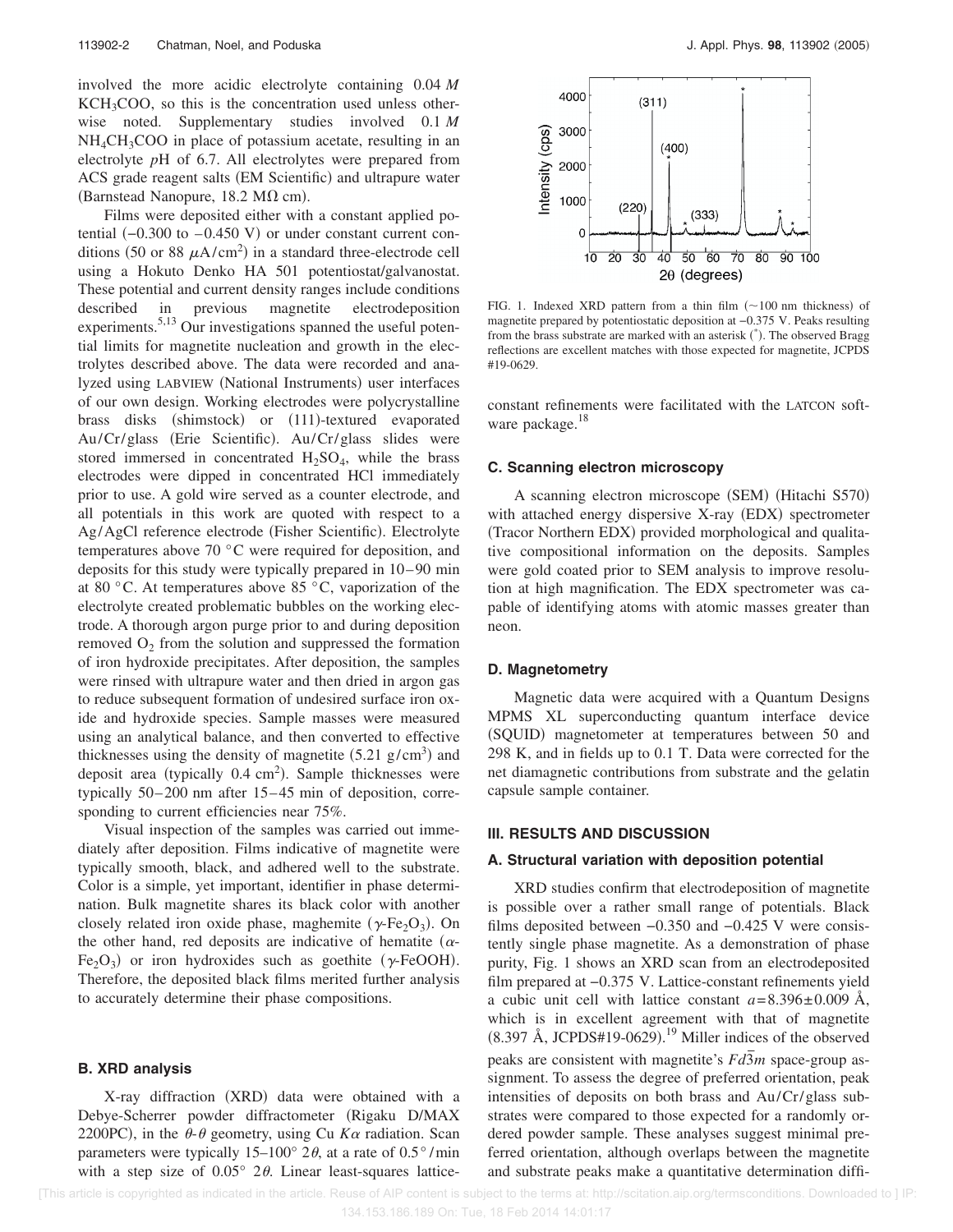involved the more acidic electrolyte containing 0.04 *M* $KCH_3COO$, so this is the concentration used unless otherwise noted. Supplementary studies involved 0.1 *M* $NH_4CH_3COO$ in place of potassium acetate, resulting in an electrolyte *p*H of 6.7. All electrolytes were prepared from ACS grade reagent salts (EM Scientific) and ultrapure water (Barnstead Nanopure, 18.2 MΩ cm).

Films were deposited either with a constant applied potential (−0.300 to −0.450 V) or under constant current conditions (50 or 88 $\mu A/cm^2$) in a standard three-electrode cell using a Hokuto Denko HA 501 potentiostat/galvanostat. These potential and current density ranges include conditions described in previous magnetite electrodeposition experiments.[5,13] Our investigations spanned the useful potential limits for magnetite nucleation and growth in the electrolytes described above. The data were recorded and analyzed using LABVIEW (National Instruments) user interfaces of our own design. Working electrodes were polycrystalline brass disks (shimstock) or (111)-textured evaporated Au/Cr/glass (Erie Scientific). Au/Cr/glass slides were stored immersed in concentrated $H_2SO_4$, while the brass electrodes were dipped in concentrated HCl immediately prior to use. A gold wire served as a counter electrode, and all potentials in this work are quoted with respect to a Ag/AgCl reference electrode (Fisher Scientific). Electrolyte temperatures above 70 °C were required for deposition, and deposits for this study were typically prepared in 10–90 min at 80 °C. At temperatures above 85 °C, vaporization of the electrolyte created problematic bubbles on the working electrode. A thorough argon purge prior to and during deposition removed $O_2$ from the solution and suppressed the formation of iron hydroxide precipitates. After deposition, the samples were rinsed with ultrapure water and then dried in argon gas to reduce subsequent formation of undesired surface iron oxide and hydroxide species. Sample masses were measured using an analytical balance, and then converted to effective thicknesses using the density of magnetite (5.21 $g/cm^3$) and deposit area (typically 0.4 $cm^2$). Sample thicknesses were typically 50–200 nm after 15–45 min of deposition, corresponding to current efficiencies near 75%.

Visual inspection of the samples was carried out immediately after deposition. Films indicative of magnetite were typically smooth, black, and adhered well to the substrate. Color is a simple, yet important, identifier in phase determination. Bulk magnetite shares its black color with another closely related iron oxide phase, maghemite ($\gamma$-$Fe_2O_3$). On the other hand, red deposits are indicative of hematite ($\alpha$-$Fe_2O_3$) or iron hydroxides such as goethite ($\gamma$-FeOOH). Therefore, the deposited black films merited further analysis to accurately determine their phase compositions.

### B. XRD analysis

X-ray diffraction (XRD) data were obtained with a Debye-Scherrer powder diffractometer (Rigaku D/MAX 2200PC), in the $\theta$-$\theta$ geometry, using Cu $K\alpha$ radiation. Scan parameters were typically 15–100° 2$\theta$, at a rate of 0.5°/min with a step size of 0.05° 2$\theta$. Linear least-squares lattice-constant refinements were facilitated with the LATCON software package.[18]

FIG. 1. Indexed XRD pattern from a thin film (~100 nm thickness) of magnetite prepared by potentiostatic deposition at −0.375 V. Peaks resulting from the brass substrate are marked with an asterisk (*). The observed Bragg reflections are excellent matches with those expected for magnetite, JCPDS #19-0629.

### C. Scanning electron microscopy

A scanning electron microscope (SEM) (Hitachi S570) with attached energy dispersive X-ray (EDX) spectrometer (Tracor Northern EDX) provided morphological and qualitative compositional information on the deposits. Samples were gold coated prior to SEM analysis to improve resolution at high magnification. The EDX spectrometer was capable of identifying atoms with atomic masses greater than neon.

### D. Magnetometry

Magnetic data were acquired with a Quantum Designs MPMS XL superconducting quantum interface device (SQUID) magnetometer at temperatures between 50 and 298 K, and in fields up to 0.1 T. Data were corrected for the net diamagnetic contributions from substrate and the gelatin capsule sample container.

## III. RESULTS AND DISCUSSION

### A. Structural variation with deposition potential

XRD studies confirm that electrodeposition of magnetite is possible over a rather small range of potentials. Black films deposited between −0.350 and −0.425 V were consistently single phase magnetite. As a demonstration of phase purity, Fig. 1 shows an XRD scan from an electrodeposited film prepared at −0.375 V. Lattice-constant refinements yield a cubic unit cell with lattice constant $a = 8.396 \pm 0.009$ Å, which is in excellent agreement with that of magnetite (8.397 Å, JCPDS#19-0629).[19] Miller indices of the observed peaks are consistent with magnetite's $Fd\bar{3}m$ space-group assignment. To assess the degree of preferred orientation, peak intensities of deposits on both brass and Au/Cr/glass substrates were compared to those expected for a randomly ordered powder sample. These analyses suggest minimal preferred orientation, although overlaps between the magnetite and substrate peaks make a quantitative determination diffi-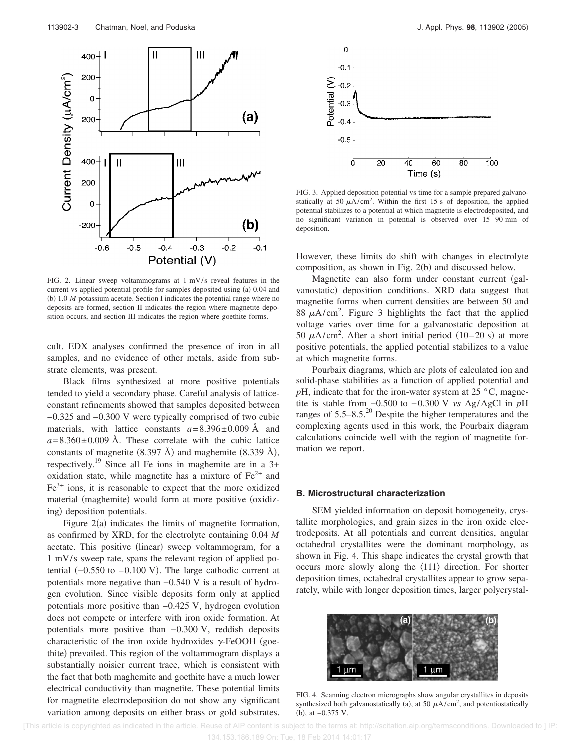FIG. 2. Linear sweep voltammograms at 1 mV/s reveal features in the current vs applied potential profile for samples deposited using (a) 0.04 and (b) 1.0 *M* potassium acetate. Section I indicates the potential range where no deposits are formed, section II indicates the region where magnetite deposition occurs, and section III indicates the region where goethite forms.

cult. EDX analyses confirmed the presence of iron in all samples, and no evidence of other metals, aside from substrate elements, was present.

Black films synthesized at more positive potentials tended to yield a secondary phase. Careful analysis of lattice-constant refinements showed that samples deposited between −0.325 and −0.300 V were typically comprised of two cubic materials, with lattice constants $a = 8.396 \pm 0.009$ Å and $a = 8.360 \pm 0.009$ Å. These correlate with the cubic lattice constants of magnetite (8.397 Å) and maghemite (8.339 Å), respectively.[19] Since all Fe ions in maghemite are in a 3+ oxidation state, while magnetite has a mixture of $Fe^{2+}$ and $Fe^{3+}$ ions, it is reasonable to expect that the more oxidized material (maghemite) would form at more positive (oxidizing) deposition potentials.

Figure 2(a) indicates the limits of magnetite formation, as confirmed by XRD, for the electrolyte containing 0.04 *M* acetate. This positive (linear) sweep voltammogram, for a 1 mV/s sweep rate, spans the relevant region of applied potential (−0.550 to −0.100 V). The large cathodic current at potentials more negative than −0.540 V is a result of hydrogen evolution. Since visible deposits form only at applied potentials more positive than −0.425 V, hydrogen evolution does not compete or interfere with iron oxide formation. At potentials more positive than −0.300 V, reddish deposits characteristic of the iron oxide hydroxides $\gamma$-FeOOH (goethite) prevailed. This region of the voltammogram displays a substantially noisier current trace, which is consistent with the fact that both maghemite and goethite have a much lower electrical conductivity than magnetite. These potential limits for magnetite electrodeposition do not show any significant variation among deposits on either brass or gold substrates.

FIG. 3. Applied deposition potential vs time for a sample prepared galvanostatically at 50 $\mu$A/cm$^2$. Within the first 15 s of deposition, the applied potential stabilizes to a potential at which magnetite is electrodeposited, and no significant variation in potential is observed over 15–90 min of deposition.

However, these limits do shift with changes in electrolyte composition, as shown in Fig. 2(b) and discussed below.

Magnetite can also form under constant current (galvanostatic) deposition conditions. XRD data suggest that magnetite forms when current densities are between 50 and 88 $\mu$A/cm$^2$. Figure 3 highlights the fact that the applied voltage varies over time for a galvanostatic deposition at 50 $\mu$A/cm$^2$. After a short initial period (10–20 s) at more positive potentials, the applied potential stabilizes to a value at which magnetite forms.

Pourbaix diagrams, which are plots of calculated ion and solid-phase stabilities as a function of applied potential and *p*H, indicate that for the iron-water system at 25 °C, magnetite is stable from −0.500 to −0.300 V *vs* Ag/AgCl in *p*H ranges of 5.5–8.5.[20] Despite the higher temperatures and the complexing agents used in this work, the Pourbaix diagram calculations coincide well with the region of magnetite formation we report.

### B. Microstructural characterization

SEM yielded information on deposit homogeneity, crystallite morphologies, and grain sizes in the iron oxide electrodeposits. At all potentials and current densities, angular octahedral crystallites were the dominant morphology, as shown in Fig. 4. This shape indicates the crystal growth that occurs more slowly along the ⟨111⟩ direction. For shorter deposition times, octahedral crystallites appear to grow separately, while with longer deposition times, larger polycrystal-

FIG. 4. Scanning electron micrographs show angular crystallites in deposits synthesized both galvanostatically (a), at 50 $\mu$A/cm$^2$, and potentiostatically (b), at −0.375 V.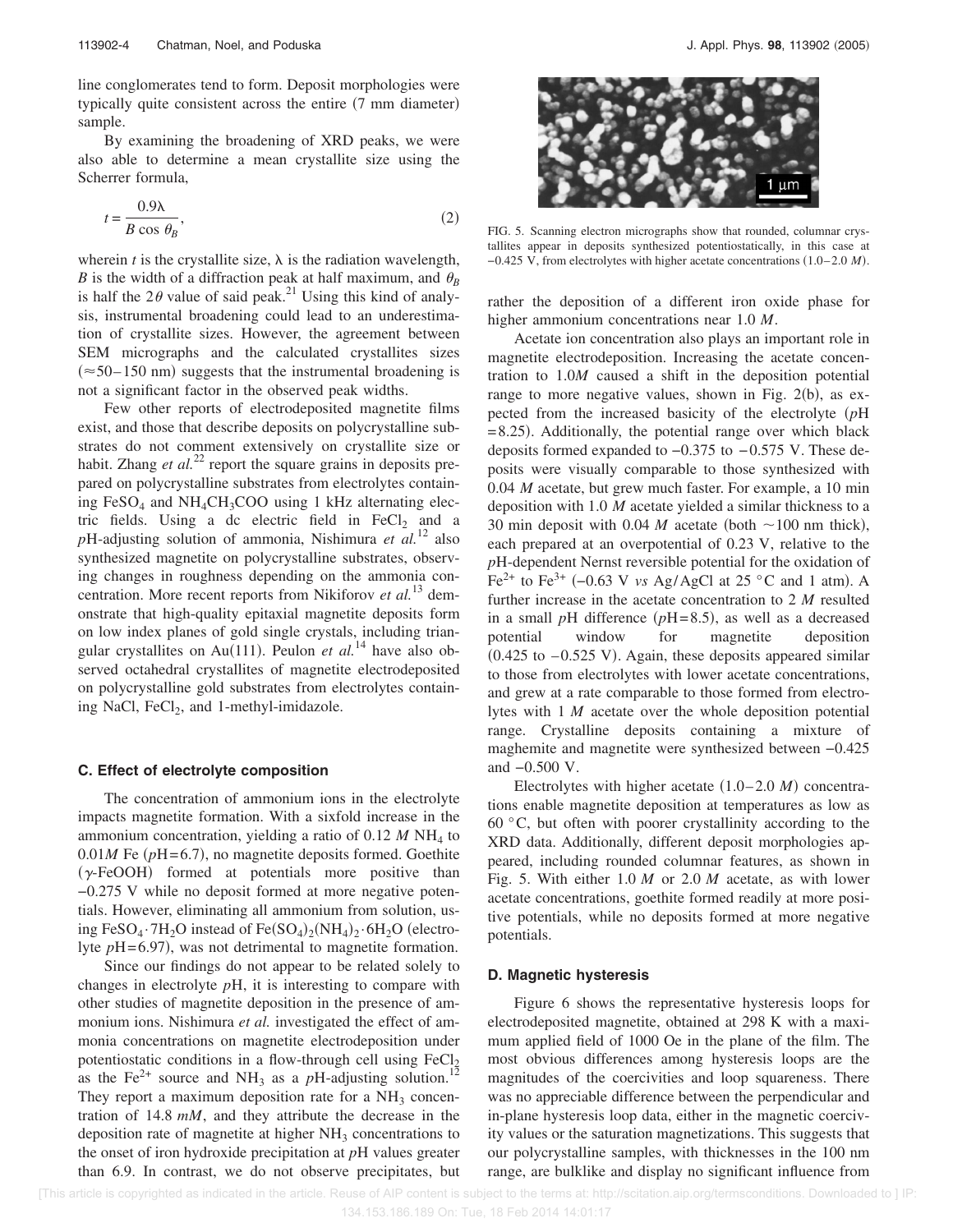line conglomerates tend to form. Deposit morphologies were typically quite consistent across the entire (7 mm diameter) sample.

By examining the broadening of XRD peaks, we were also able to determine a mean crystallite size using the Scherrer formula,

$$t = \frac{0.9\lambda}{B \cos \theta_B}, \tag{2}$$

wherein $t$ is the crystallite size, $\lambda$ is the radiation wavelength, $B$ is the width of a diffraction peak at half maximum, and $\theta_B$ is half the $2\theta$ value of said peak.[21] Using this kind of analysis, instrumental broadening could lead to an underestimation of crystallite sizes. However, the agreement between SEM micrographs and the calculated crystallites sizes ($\approx$50–150 nm) suggests that the instrumental broadening is not a significant factor in the observed peak widths.

Few other reports of electrodeposited magnetite films exist, and those that describe deposits on polycrystalline substrates do not comment extensively on crystallite size or habit. Zhang *et al.*[22] report the square grains in deposits prepared on polycrystalline substrates from electrolytes containing $FeSO_4$ and $NH_4CH_3COO$ using 1 kHz alternating electric fields. Using a dc electric field in $FeCl_2$ and a $p$H-adjusting solution of ammonia, Nishimura *et al.*[12] also synthesized magnetite on polycrystalline substrates, observing changes in roughness depending on the ammonia concentration. More recent reports from Nikiforov *et al.*[13] demonstrate that high-quality epitaxial magnetite deposits form on low index planes of gold single crystals, including triangular crystallites on Au(111). Peulon *et al.*[14] have also observed octahedral crystallites of magnetite electrodeposited on polycrystalline gold substrates from electrolytes containing NaCl, $FeCl_2$, and 1-methyl-imidazole.

### C. Effect of electrolyte composition

The concentration of ammonium ions in the electrolyte impacts magnetite formation. With a sixfold increase in the ammonium concentration, yielding a ratio of 0.12 *M* $NH_4$ to 0.01*M* Fe ($p$H=6.7), no magnetite deposits formed. Goethite ($\gamma$-FeOOH) formed at potentials more positive than −0.275 V while no deposit formed at more negative potentials. However, eliminating all ammonium from solution, using $FeSO_4 \cdot 7H_2O$ instead of $Fe(SO_4)_2(NH_4)_2 \cdot 6H_2O$ (electrolyte $p$H=6.97), was not detrimental to magnetite formation.

Since our findings do not appear to be related solely to changes in electrolyte $p$H, it is interesting to compare with other studies of magnetite deposition in the presence of ammonium ions. Nishimura *et al.* investigated the effect of ammonia concentrations on magnetite electrodeposition under potentiostatic conditions in a flow-through cell using $FeCl_2$ as the $Fe^{2+}$ source and $NH_3$ as a $p$H-adjusting solution.[12] They report a maximum deposition rate for a $NH_3$ concentration of 14.8 *mM*, and they attribute the decrease in the deposition rate of magnetite at higher $NH_3$ concentrations to the onset of iron hydroxide precipitation at $p$H values greater than 6.9. In contrast, we do not observe precipitates, but rather the deposition of a different iron oxide phase for higher ammonium concentrations near 1.0 *M*.

FIG. 5. Scanning electron micrographs show that rounded, columnar crystallites appear in deposits synthesized potentiostatically, in this case at −0.425 V, from electrolytes with higher acetate concentrations (1.0–2.0 *M*).

Acetate ion concentration also plays an important role in magnetite electrodeposition. Increasing the acetate concentration to 1.0*M* caused a shift in the deposition potential range to more negative values, shown in Fig. 2(b), as expected from the increased basicity of the electrolyte ($p$H =8.25). Additionally, the potential range over which black deposits formed expanded to −0.375 to −0.575 V. These deposits were visually comparable to those synthesized with 0.04 *M* acetate, but grew much faster. For example, a 10 min deposition with 1.0 *M* acetate yielded a similar thickness to a 30 min deposit with 0.04 *M* acetate (both ~100 nm thick), each prepared at an overpotential of 0.23 V, relative to the $p$H-dependent Nernst reversible potential for the oxidation of $Fe^{2+}$ to $Fe^{3+}$ (−0.63 V *vs* Ag/AgCl at 25 °C and 1 atm). A further increase in the acetate concentration to 2 *M* resulted in a small $p$H difference ($p$H=8.5), as well as a decreased potential window for magnetite deposition (0.425 to −0.525 V). Again, these deposits appeared similar to those from electrolytes with lower acetate concentrations, and grew at a rate comparable to those formed from electrolytes with 1 *M* acetate over the whole deposition potential range. Crystalline deposits containing a mixture of maghemite and magnetite were synthesized between −0.425 and −0.500 V.

Electrolytes with higher acetate (1.0–2.0 *M*) concentrations enable magnetite deposition at temperatures as low as 60 °C, but often with poorer crystallinity according to the XRD data. Additionally, different deposit morphologies appeared, including rounded columnar features, as shown in Fig. 5. With either 1.0 *M* or 2.0 *M* acetate, as with lower acetate concentrations, goethite formed readily at more positive potentials, while no deposits formed at more negative potentials.

### D. Magnetic hysteresis

Figure 6 shows the representative hysteresis loops for electrodeposited magnetite, obtained at 298 K with a maximum applied field of 1000 Oe in the plane of the film. The most obvious differences among hysteresis loops are the magnitudes of the coercivities and loop squareness. There was no appreciable difference between the perpendicular and in-plane hysteresis loop data, either in the magnetic coercivity values or the saturation magnetizations. This suggests that our polycrystalline samples, with thicknesses in the 100 nm range, are bulklike and display no significant influence from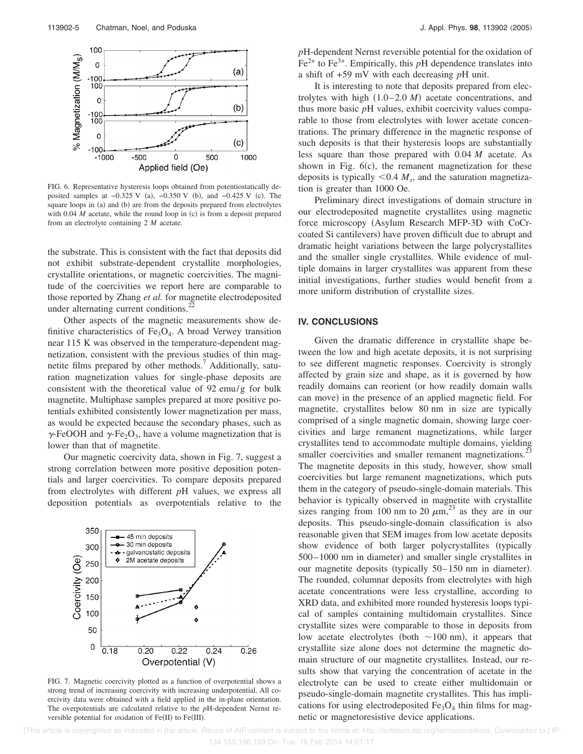FIG. 6. Representative hysteresis loops obtained from potentiostatically deposited samples at −0.325 V (a), −0.350 V (b), and −0.425 V (c). The square loops in (a) and (b) are from the deposits prepared from electrolytes with 0.04 *M* acetate, while the round loop in (c) is from a deposit prepared from an electrolyte containing 2 *M* acetate.

the substrate. This is consistent with the fact that deposits did not exhibit substrate-dependent crystallite morphologies, crystallite orientations, or magnetic coercivities. The magnitude of the coercivities we report here are comparable to those reported by Zhang *et al.* for magnetite electrodeposited under alternating current conditions.[22]

Other aspects of the magnetic measurements show definitive characteristics of $Fe_3O_4$. A broad Verwey transition near 115 K was observed in the temperature-dependent magnetization, consistent with the previous studies of thin magnetite films prepared by other methods.[7] Additionally, saturation magnetization values for single-phase deposits are consistent with the theoretical value of 92 emu/g for bulk magnetite. Multiphase samples prepared at more positive potentials exhibited consistently lower magnetization per mass, as would be expected because the secondary phases, such as $\gamma$-FeOOH and $\gamma$-$Fe_2O_3$, have a volume magnetization that is lower than that of magnetite.

Our magnetic coercivity data, shown in Fig. 7, suggest a strong correlation between more positive deposition potentials and larger coercivities. To compare deposits prepared from electrolytes with different *p*H values, we express all deposition potentials as overpotentials relative to the

FIG. 7. Magnetic coercivity plotted as a function of overpotential shows a strong trend of increasing coercivity with increasing underpotential. All coercivity data were obtained with a field applied in the in-plane orientation. The overpotentials are calculated relative to the *p*H-dependent Nernst reversible potential for oxidation of Fe(II) to Fe(III).

*p*H-dependent Nernst reversible potential for the oxidation of $Fe^{2+}$ to $Fe^{3+}$. Empirically, this *p*H dependence translates into a shift of +59 mV with each decreasing *p*H unit.

It is interesting to note that deposits prepared from electrolytes with high (1.0–2.0 *M*) acetate concentrations, and thus more basic *p*H values, exhibit coercivity values comparable to those from electrolytes with lower acetate concentrations. The primary difference in the magnetic response of such deposits is that their hysteresis loops are substantially less square than those prepared with 0.04 *M* acetate. As shown in Fig. 6(c), the remanent magnetization for these deposits is typically $<0.4\ M_s$, and the saturation magnetization is greater than 1000 Oe.

Preliminary direct investigations of domain structure in our electrodeposited magnetite crystallites using magnetic force microscopy (Asylum Research MFP-3D with CoCr-coated Si cantilevers) have proven difficult due to abrupt and dramatic height variations between the large polycrystallites and the smaller single crystallites. While evidence of multiple domains in larger crystallites was apparent from these initial investigations, further studies would benefit from a more uniform distribution of crystallite sizes.

## IV. CONCLUSIONS

Given the dramatic difference in crystallite shape between the low and high acetate deposits, it is not surprising to see different magnetic responses. Coercivity is strongly affected by grain size and shape, as it is governed by how readily domains can reorient (or how readily domain walls can move) in the presence of an applied magnetic field. For magnetite, crystallites below 80 nm in size are typically comprised of a single magnetic domain, showing large coercivities and large remanent magnetizations, while larger crystallites tend to accommodate multiple domains, yielding smaller coercivities and smaller remanent magnetizations.[23] The magnetite deposits in this study, however, show small coercivities but large remanent magnetizations, which puts them in the category of pseudo-single-domain materials. This behavior is typically observed in magnetite with crystallite sizes ranging from 100 nm to 20 $\mu$m,[23] as they are in our deposits. This pseudo-single-domain classification is also reasonable given that SEM images from low acetate deposits show evidence of both larger polycrystallites (typically 500–1000 nm in diameter) and smaller single crystallites in our magnetite deposits (typically 50–150 nm in diameter). The rounded, columnar deposits from electrolytes with high acetate concentrations were less crystalline, according to XRD data, and exhibited more rounded hysteresis loops typical of samples containing multidomain crystallites. Since crystallite sizes were comparable to those in deposits from low acetate electrolytes (both ~100 nm), it appears that crystallite size alone does not determine the magnetic domain structure of our magnetite crystallites. Instead, our results show that varying the concentration of acetate in the electrolyte can be used to create either multidomain or pseudo-single-domain magnetite crystallites. This has implications for using electrodeposited $Fe_3O_4$ thin films for magnetic or magnetoresistive device applications.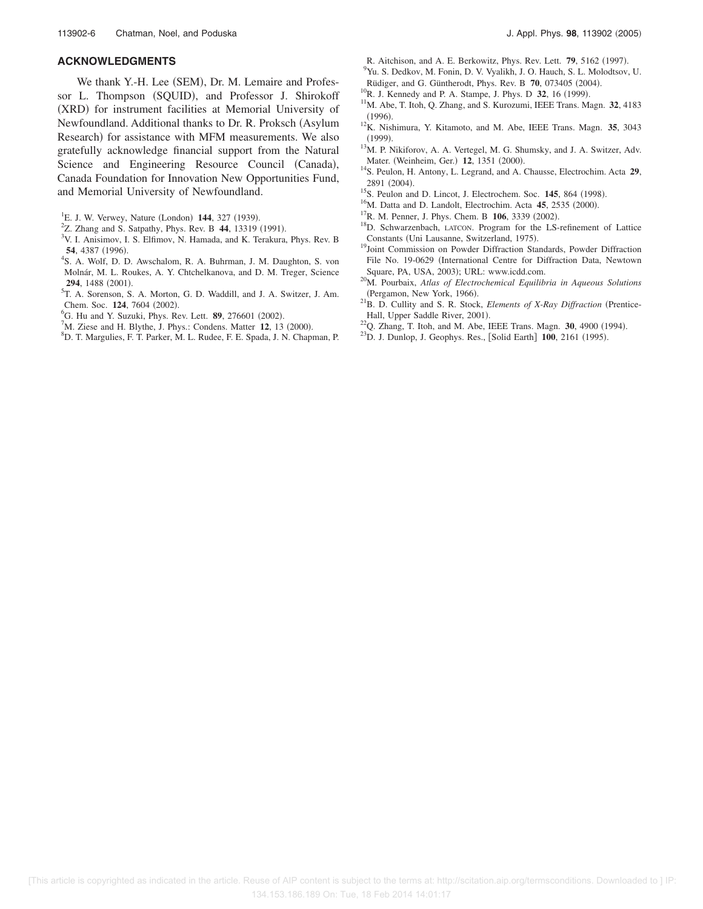## ACKNOWLEDGMENTS

We thank Y.-H. Lee (SEM), Dr. M. Lemaire and Professor L. Thompson (SQUID), and Professor J. Shirokoff (XRD) for instrument facilities at Memorial University of Newfoundland. Additional thanks to Dr. R. Proksch (Asylum Research) for assistance with MFM measurements. We also gratefully acknowledge financial support from the Natural Science and Engineering Resource Council (Canada), Canada Foundation for Innovation New Opportunities Fund, and Memorial University of Newfoundland.

[1] E. J. W. Verwey, Nature (London) **144**, 327 (1939).
[2] Z. Zhang and S. Satpathy, Phys. Rev. B **44**, 13319 (1991).
[3] V. I. Anisimov, I. S. Elfimov, N. Hamada, and K. Terakura, Phys. Rev. B **54**, 4387 (1996).
[4] S. A. Wolf, D. D. Awschalom, R. A. Buhrman, J. M. Daughton, S. von Molnár, M. L. Roukes, A. Y. Chtchelkanova, and D. M. Treger, Science **294**, 1488 (2001).
[5] T. A. Sorenson, S. A. Morton, G. D. Waddill, and J. A. Switzer, J. Am. Chem. Soc. **124**, 7604 (2002).
[6] G. Hu and Y. Suzuki, Phys. Rev. Lett. **89**, 276601 (2002).
[7] M. Ziese and H. Blythe, J. Phys.: Condens. Matter **12**, 13 (2000).
[8] D. T. Margulies, F. T. Parker, M. L. Rudee, F. E. Spada, J. N. Chapman, P. R. Aitchison, and A. E. Berkowitz, Phys. Rev. Lett. **79**, 5162 (1997).
[9] Yu. S. Dedkov, M. Fonin, D. V. Vyalikh, J. O. Hauch, S. L. Molodtsov, U. Rüdiger, and G. Güntherodt, Phys. Rev. B **70**, 073405 (2004).
[10] R. J. Kennedy and P. A. Stampe, J. Phys. D **32**, 16 (1999).
[11] M. Abe, T. Itoh, Q. Zhang, and S. Kurozumi, IEEE Trans. Magn. **32**, 4183 (1996).
[12] K. Nishimura, Y. Kitamoto, and M. Abe, IEEE Trans. Magn. **35**, 3043 (1999).
[13] M. P. Nikiforov, A. A. Vertegel, M. G. Shumsky, and J. A. Switzer, Adv. Mater. (Weinheim, Ger.) **12**, 1351 (2000).
[14] S. Peulon, H. Antony, L. Legrand, and A. Chausse, Electrochim. Acta **29**, 2891 (2004).
[15] S. Peulon and D. Lincot, J. Electrochem. Soc. **145**, 864 (1998).
[16] M. Datta and D. Landolt, Electrochim. Acta **45**, 2535 (2000).
[17] R. M. Penner, J. Phys. Chem. B **106**, 3339 (2002).
[18] D. Schwarzenbach, LATCON. Program for the LS-refinement of Lattice Constants (Uni Lausanne, Switzerland, 1975).
[19] Joint Commission on Powder Diffraction Standards, Powder Diffraction File No. 19-0629 (International Centre for Diffraction Data, Newtown Square, PA, USA, 2003); URL: www.icdd.com.
[20] M. Pourbaix, *Atlas of Electrochemical Equilibria in Aqueous Solutions* (Pergamon, New York, 1966).
[21] B. D. Cullity and S. R. Stock, *Elements of X-Ray Diffraction* (Prentice-Hall, Upper Saddle River, 2001).
[22] Q. Zhang, T. Itoh, and M. Abe, IEEE Trans. Magn. **30**, 4900 (1994).
[23] D. J. Dunlop, J. Geophys. Res., [Solid Earth] **100**, 2161 (1995).